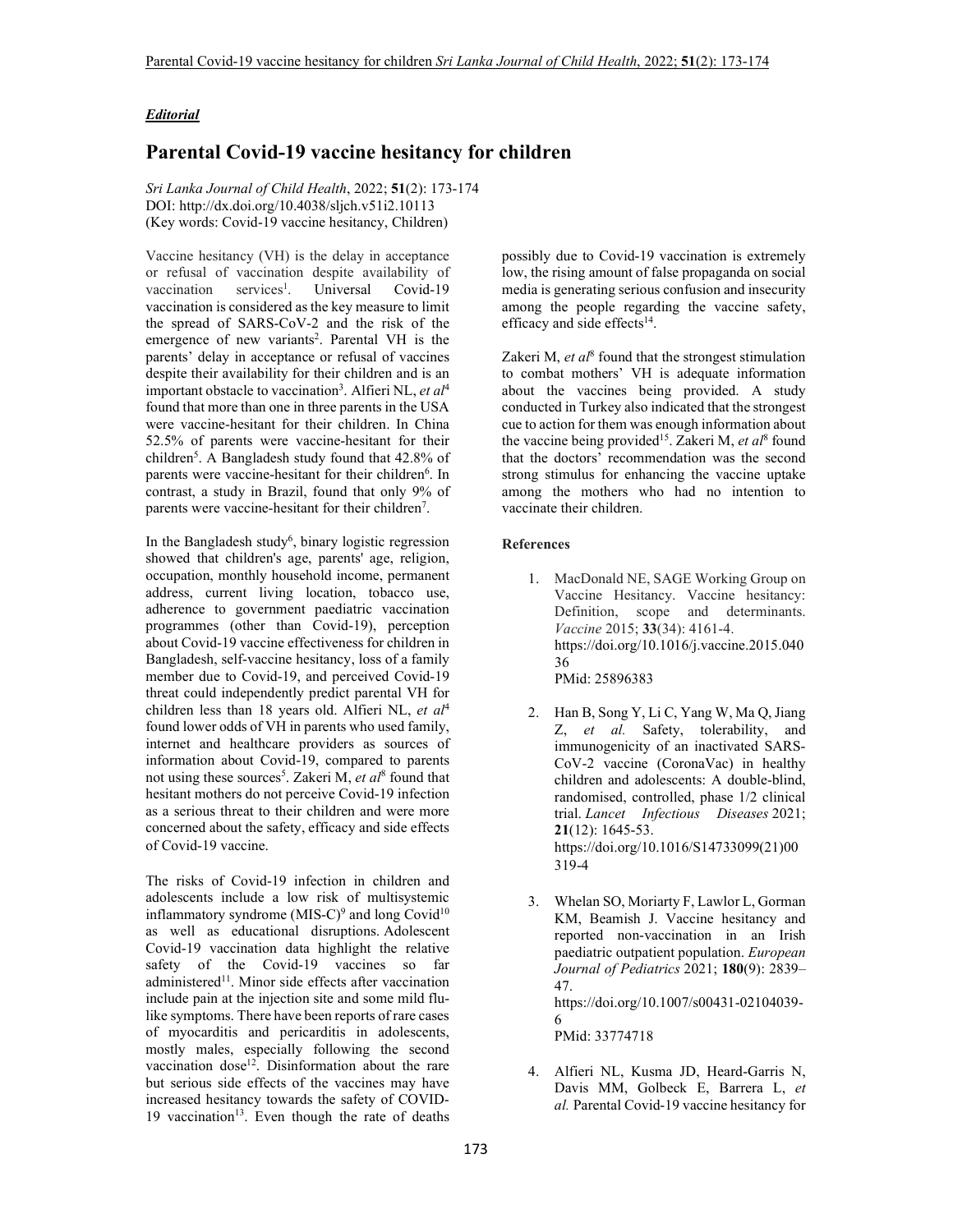*Editorial*

# Parental Covid-19 vaccine hesitancy for children

*Sri Lanka Journal of Child Health*, 2022; **51**(2): 173-174
DOI: http://dx.doi.org/10.4038/sljch.v51i2.10113
(Key words: Covid-19 vaccine hesitancy, Children)

Vaccine hesitancy (VH) is the delay in acceptance or refusal of vaccination despite availability of vaccination services[1]. Universal Covid-19 vaccination is considered as the key measure to limit the spread of SARS-CoV-2 and the risk of the emergence of new variants[2]. Parental VH is the parents' delay in acceptance or refusal of vaccines despite their availability for their children and is an important obstacle to vaccination[3]. Alfieri NL, *et al*[4] found that more than one in three parents in the USA were vaccine-hesitant for their children. In China 52.5% of parents were vaccine-hesitant for their children[5]. A Bangladesh study found that 42.8% of parents were vaccine-hesitant for their children[6]. In contrast, a study in Brazil, found that only 9% of parents were vaccine-hesitant for their children[7].

In the Bangladesh study[6], binary logistic regression showed that children's age, parents' age, religion, occupation, monthly household income, permanent address, current living location, tobacco use, adherence to government paediatric vaccination programmes (other than Covid-19), perception about Covid-19 vaccine effectiveness for children in Bangladesh, self-vaccine hesitancy, loss of a family member due to Covid-19, and perceived Covid-19 threat could independently predict parental VH for children less than 18 years old. Alfieri NL, *et al*[4] found lower odds of VH in parents who used family, internet and healthcare providers as sources of information about Covid-19, compared to parents not using these sources[5]. Zakeri M, *et al*[8] found that hesitant mothers do not perceive Covid-19 infection as a serious threat to their children and were more concerned about the safety, efficacy and side effects of Covid-19 vaccine.

The risks of Covid-19 infection in children and adolescents include a low risk of multisystemic inflammatory syndrome (MIS-C)[9] and long Covid[10] as well as educational disruptions. Adolescent Covid-19 vaccination data highlight the relative safety of the Covid-19 vaccines so far administered[11]. Minor side effects after vaccination include pain at the injection site and some mild flu-like symptoms. There have been reports of rare cases of myocarditis and pericarditis in adolescents, mostly males, especially following the second vaccination dose[12]. Disinformation about the rare but serious side effects of the vaccines may have increased hesitancy towards the safety of COVID-19 vaccination[13]. Even though the rate of deaths possibly due to Covid-19 vaccination is extremely low, the rising amount of false propaganda on social media is generating serious confusion and insecurity among the people regarding the vaccine safety, efficacy and side effects[14].

Zakeri M, *et al*[8] found that the strongest stimulation to combat mothers' VH is adequate information about the vaccines being provided. A study conducted in Turkey also indicated that the strongest cue to action for them was enough information about the vaccine being provided[15]. Zakeri M, *et al*[8] found that the doctors' recommendation was the second strong stimulus for enhancing the vaccine uptake among the mothers who had no intention to vaccinate their children.

#### References

1. MacDonald NE, SAGE Working Group on Vaccine Hesitancy. Vaccine hesitancy: Definition, scope and determinants. *Vaccine* 2015; **33**(34): 4161-4. https://doi.org/10.1016/j.vaccine.2015.04036
   PMid: 25896383

2. Han B, Song Y, Li C, Yang W, Ma Q, Jiang Z, *et al.* Safety, tolerability, and immunogenicity of an inactivated SARS-CoV-2 vaccine (CoronaVac) in healthy children and adolescents: A double-blind, randomised, controlled, phase 1/2 clinical trial. *Lancet Infectious Diseases* 2021; **21**(12): 1645-53. https://doi.org/10.1016/S14733099(21)00319-4

3. Whelan SO, Moriarty F, Lawlor L, Gorman KM, Beamish J. Vaccine hesitancy and reported non-vaccination in an Irish paediatric outpatient population. *European Journal of Pediatrics* 2021; **180**(9): 2839–47. https://doi.org/10.1007/s00431-02104039-6
   PMid: 33774718

4. Alfieri NL, Kusma JD, Heard-Garris N, Davis MM, Golbeck E, Barrera L, *et al.* Parental Covid-19 vaccine hesitancy for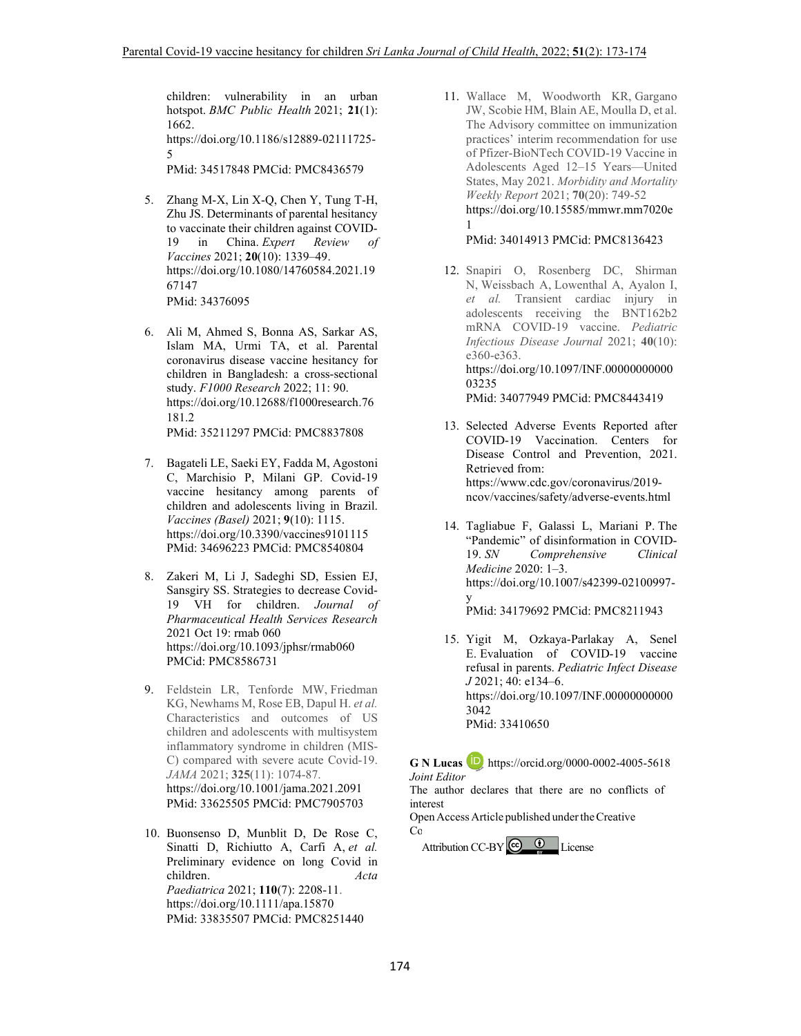children: vulnerability in an urban hotspot. *BMC Public Health* 2021; **21**(1): 1662.
https://doi.org/10.1186/s12889-02111725-5
PMid: 34517848 PMCid: PMC8436579

5. Zhang M-X, Lin X-Q, Chen Y, Tung T-H, Zhu JS. Determinants of parental hesitancy to vaccinate their children against COVID-19 in China. *Expert Review of Vaccines* 2021; **20**(10): 1339–49.
https://doi.org/10.1080/14760584.2021.1967147
PMid: 34376095

6. Ali M, Ahmed S, Bonna AS, Sarkar AS, Islam MA, Urmi TA, et al. Parental coronavirus disease vaccine hesitancy for children in Bangladesh: a cross-sectional study. *F1000 Research* 2022; 11: 90.
https://doi.org/10.12688/f1000research.76181.2
PMid: 35211297 PMCid: PMC8837808

7. Bagateli LE, Saeki EY, Fadda M, Agostoni C, Marchisio P, Milani GP. Covid-19 vaccine hesitancy among parents of children and adolescents living in Brazil. *Vaccines (Basel)* 2021; **9**(10): 1115.
https://doi.org/10.3390/vaccines9101115
PMid: 34696223 PMCid: PMC8540804

8. Zakeri M, Li J, Sadeghi SD, Essien EJ, Sansgiry SS. Strategies to decrease Covid-19 VH for children. *Journal of Pharmaceutical Health Services Research* 2021 Oct 19: rmab 060
https://doi.org/10.1093/jphsr/rmab060
PMCid: PMC8586731

9. Feldstein LR, Tenforde MW, Friedman KG, Newhams M, Rose EB, Dapul H. *et al.* Characteristics and outcomes of US children and adolescents with multisystem inflammatory syndrome in children (MIS-C) compared with severe acute Covid-19. *JAMA* 2021; **325**(11): 1074-87.
https://doi.org/10.1001/jama.2021.2091
PMid: 33625505 PMCid: PMC7905703

10. Buonsenso D, Munblit D, De Rose C, Sinatti D, Richiutto A, Carfi A, *et al.* Preliminary evidence on long Covid in children. *Acta Paediatrica* 2021; **110**(7): 2208-11.
https://doi.org/10.1111/apa.15870
PMid: 33835507 PMCid: PMC8251440

11. Wallace M, Woodworth KR, Gargano JW, Scobie HM, Blain AE, Moulla D, et al. The Advisory committee on immunization practices' interim recommendation for use of Pfizer-BioNTech COVID-19 Vaccine in Adolescents Aged 12–15 Years—United States, May 2021. *Morbidity and Mortality Weekly Report* 2021; **70**(20): 749-52
https://doi.org/10.15585/mmwr.mm7020e1
PMid: 34014913 PMCid: PMC8136423

12. Snapiri O, Rosenberg DC, Shirman N, Weissbach A, Lowenthal A, Ayalon I, *et al.* Transient cardiac injury in adolescents receiving the BNT162b2 mRNA COVID-19 vaccine. *Pediatric Infectious Disease Journal* 2021; **40**(10): e360-e363.
https://doi.org/10.1097/INF.0000000000003235
PMid: 34077949 PMCid: PMC8443419

13. Selected Adverse Events Reported after COVID-19 Vaccination. Centers for Disease Control and Prevention, 2021. Retrieved from:
https://www.cdc.gov/coronavirus/2019-ncov/vaccines/safety/adverse-events.html

14. Tagliabue F, Galassi L, Mariani P. The "Pandemic" of disinformation in COVID-19. *SN Comprehensive Clinical Medicine* 2020: 1–3.
https://doi.org/10.1007/s42399-02100997-y
PMid: 34179692 PMCid: PMC8211943

15. Yigit M, Ozkaya-Parlakay A, Senel E. Evaluation of COVID-19 vaccine refusal in parents. *Pediatric Infect Disease J* 2021; 40: e134–6.
https://doi.org/10.1097/INF.0000000000003042
PMid: 33410650

**G N Lucas** https://orcid.org/0000-0002-4005-5618
*Joint Editor*
The author declares that there are no conflicts of interest
Open Access Article published under the Creative Co
Attribution CC-BY License